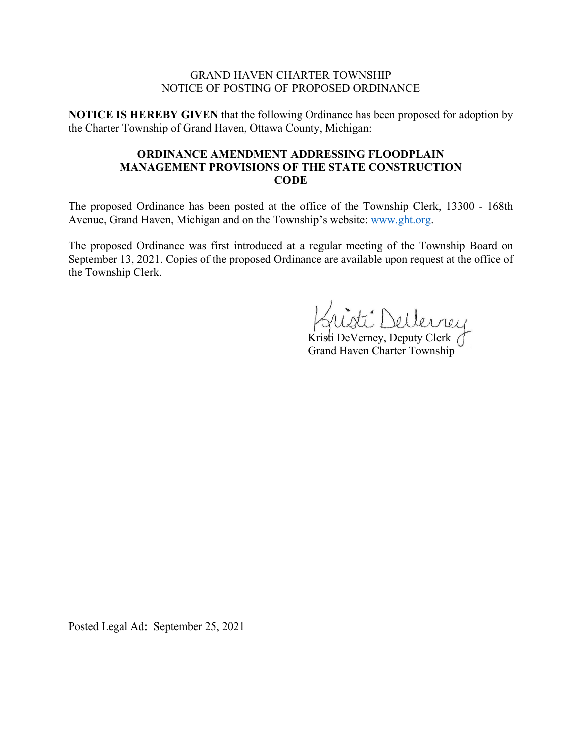GRAND HAVEN CHARTER TOWNSHIP
NOTICE OF POSTING OF PROPOSED ORDINANCE

**NOTICE IS HEREBY GIVEN** that the following Ordinance has been proposed for adoption by the Charter Township of Grand Haven, Ottawa County, Michigan:

**ORDINANCE AMENDMENT ADDRESSING FLOODPLAIN MANAGEMENT PROVISIONS OF THE STATE CONSTRUCTION CODE**

The proposed Ordinance has been posted at the office of the Township Clerk, 13300 - 168th Avenue, Grand Haven, Michigan and on the Township's website: www.ght.org.

The proposed Ordinance was first introduced at a regular meeting of the Township Board on September 13, 2021. Copies of the proposed Ordinance are available upon request at the office of the Township Clerk.

Kristi DeVerney
Kristi DeVerney, Deputy Clerk
Grand Haven Charter Township

Posted Legal Ad: September 25, 2021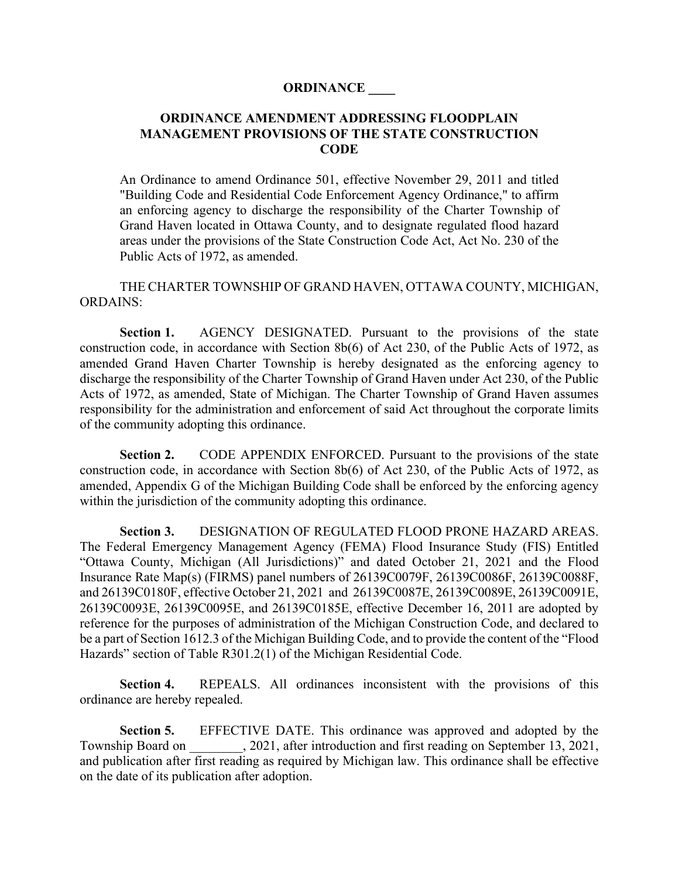**ORDINANCE \_\_\_\_**

**ORDINANCE AMENDMENT ADDRESSING FLOODPLAIN MANAGEMENT PROVISIONS OF THE STATE CONSTRUCTION CODE**

An Ordinance to amend Ordinance 501, effective November 29, 2011 and titled "Building Code and Residential Code Enforcement Agency Ordinance," to affirm an enforcing agency to discharge the responsibility of the Charter Township of Grand Haven located in Ottawa County, and to designate regulated flood hazard areas under the provisions of the State Construction Code Act, Act No. 230 of the Public Acts of 1972, as amended.

THE CHARTER TOWNSHIP OF GRAND HAVEN, OTTAWA COUNTY, MICHIGAN, ORDAINS:

**Section 1.** AGENCY DESIGNATED. Pursuant to the provisions of the state construction code, in accordance with Section 8b(6) of Act 230, of the Public Acts of 1972, as amended Grand Haven Charter Township is hereby designated as the enforcing agency to discharge the responsibility of the Charter Township of Grand Haven under Act 230, of the Public Acts of 1972, as amended, State of Michigan. The Charter Township of Grand Haven assumes responsibility for the administration and enforcement of said Act throughout the corporate limits of the community adopting this ordinance.

**Section 2.** CODE APPENDIX ENFORCED. Pursuant to the provisions of the state construction code, in accordance with Section 8b(6) of Act 230, of the Public Acts of 1972, as amended, Appendix G of the Michigan Building Code shall be enforced by the enforcing agency within the jurisdiction of the community adopting this ordinance.

**Section 3.** DESIGNATION OF REGULATED FLOOD PRONE HAZARD AREAS. The Federal Emergency Management Agency (FEMA) Flood Insurance Study (FIS) Entitled "Ottawa County, Michigan (All Jurisdictions)" and dated October 21, 2021 and the Flood Insurance Rate Map(s) (FIRMS) panel numbers of 26139C0079F, 26139C0086F, 26139C0088F, and 26139C0180F, effective October 21, 2021 and 26139C0087E, 26139C0089E, 26139C0091E, 26139C0093E, 26139C0095E, and 26139C0185E, effective December 16, 2011 are adopted by reference for the purposes of administration of the Michigan Construction Code, and declared to be a part of Section 1612.3 of the Michigan Building Code, and to provide the content of the "Flood Hazards" section of Table R301.2(1) of the Michigan Residential Code.

**Section 4.** REPEALS. All ordinances inconsistent with the provisions of this ordinance are hereby repealed.

**Section 5.** EFFECTIVE DATE. This ordinance was approved and adopted by the Township Board on \_\_\_\_\_\_\_\_, 2021, after introduction and first reading on September 13, 2021, and publication after first reading as required by Michigan law. This ordinance shall be effective on the date of its publication after adoption.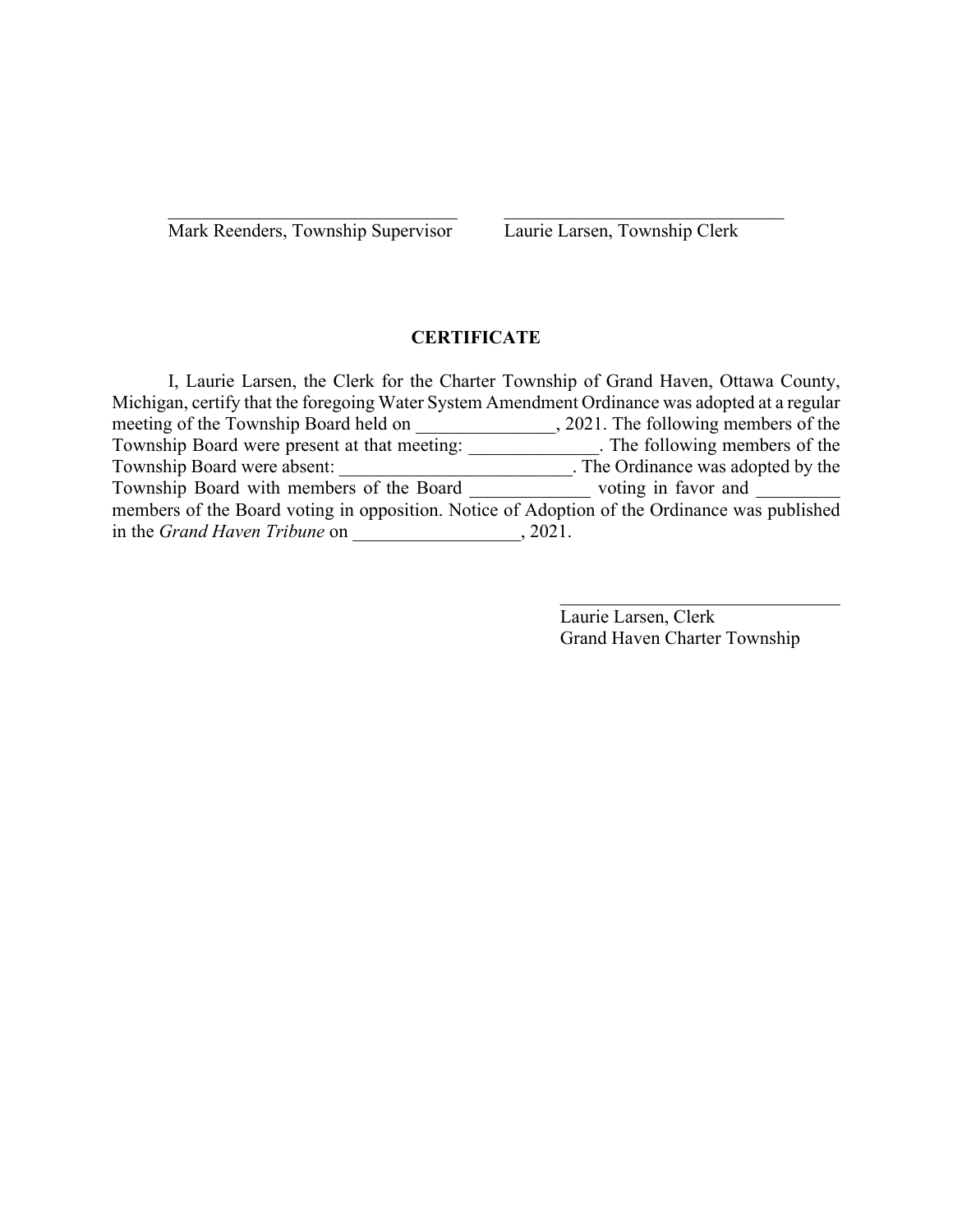\_\_\_\_\_\_\_\_\_\_\_\_\_\_\_\_\_\_\_\_\_\_\_\_\_\_\_\_\_\_\_\_ \_\_\_\_\_\_\_\_\_\_\_\_\_\_\_\_\_\_\_\_\_\_\_\_\_\_\_\_\_\_\_\_

Mark Reenders, Township Supervisor Laurie Larsen, Township Clerk

**CERTIFICATE**

I, Laurie Larsen, the Clerk for the Charter Township of Grand Haven, Ottawa County, Michigan, certify that the foregoing Water System Amendment Ordinance was adopted at a regular meeting of the Township Board held on _______________, 2021. The following members of the Township Board were present at that meeting: ______________. The following members of the Township Board were absent: __________________________. The Ordinance was adopted by the Township Board with members of the Board _____________ voting in favor and _________ members of the Board voting in opposition. Notice of Adoption of the Ordinance was published in the *Grand Haven Tribune* on __________________, 2021.

\_\_\_\_\_\_\_\_\_\_\_\_\_\_\_\_\_\_\_\_\_\_\_\_\_\_\_\_\_\_\_\_

Laurie Larsen, Clerk
Grand Haven Charter Township